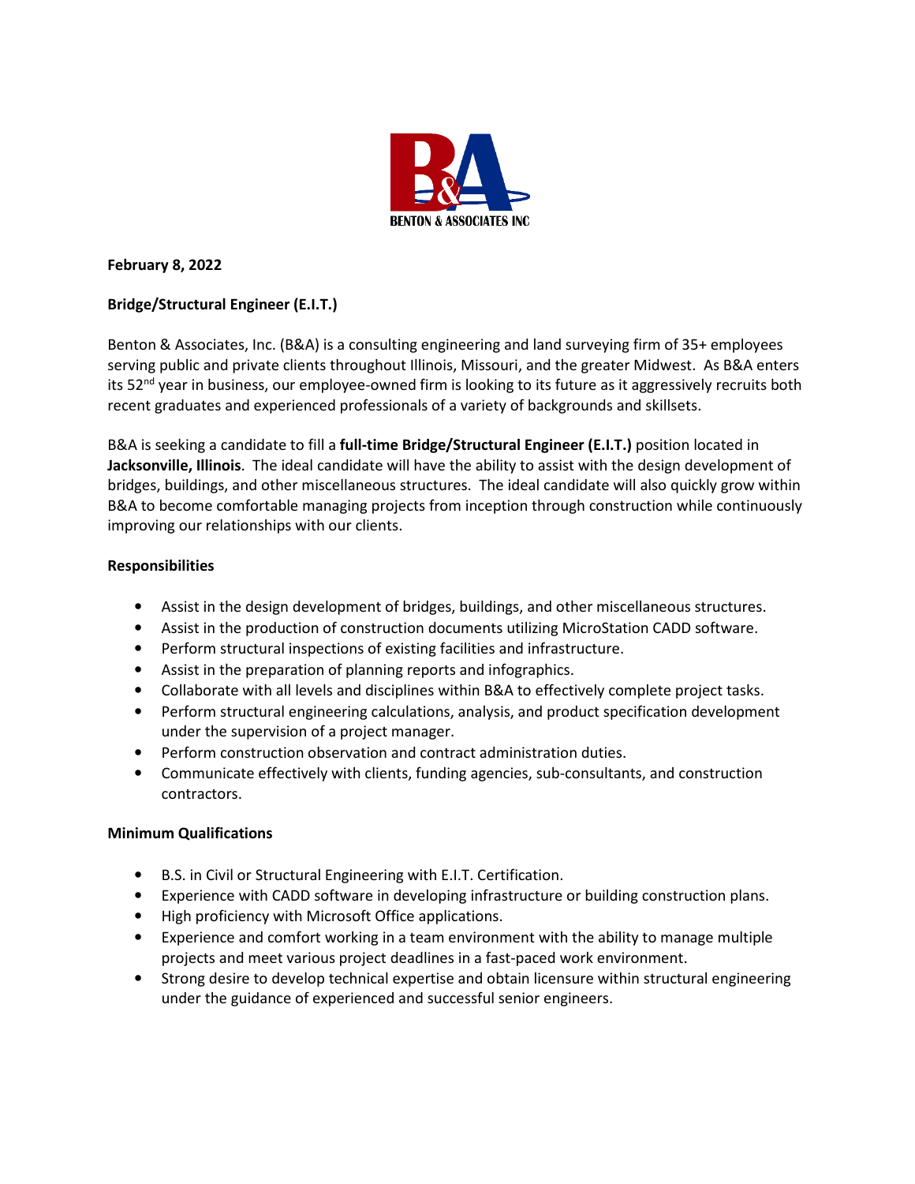**February 8, 2022**

**Bridge/Structural Engineer (E.I.T.)**

Benton & Associates, Inc. (B&A) is a consulting engineering and land surveying firm of 35+ employees serving public and private clients throughout Illinois, Missouri, and the greater Midwest. As B&A enters its 52nd year in business, our employee-owned firm is looking to its future as it aggressively recruits both recent graduates and experienced professionals of a variety of backgrounds and skillsets.

B&A is seeking a candidate to fill a **full-time Bridge/Structural Engineer (E.I.T.)** position located in **Jacksonville, Illinois**. The ideal candidate will have the ability to assist with the design development of bridges, buildings, and other miscellaneous structures. The ideal candidate will also quickly grow within B&A to become comfortable managing projects from inception through construction while continuously improving our relationships with our clients.

**Responsibilities**

- Assist in the design development of bridges, buildings, and other miscellaneous structures.
- Assist in the production of construction documents utilizing MicroStation CADD software.
- Perform structural inspections of existing facilities and infrastructure.
- Assist in the preparation of planning reports and infographics.
- Collaborate with all levels and disciplines within B&A to effectively complete project tasks.
- Perform structural engineering calculations, analysis, and product specification development under the supervision of a project manager.
- Perform construction observation and contract administration duties.
- Communicate effectively with clients, funding agencies, sub-consultants, and construction contractors.

**Minimum Qualifications**

- B.S. in Civil or Structural Engineering with E.I.T. Certification.
- Experience with CADD software in developing infrastructure or building construction plans.
- High proficiency with Microsoft Office applications.
- Experience and comfort working in a team environment with the ability to manage multiple projects and meet various project deadlines in a fast-paced work environment.
- Strong desire to develop technical expertise and obtain licensure within structural engineering under the guidance of experienced and successful senior engineers.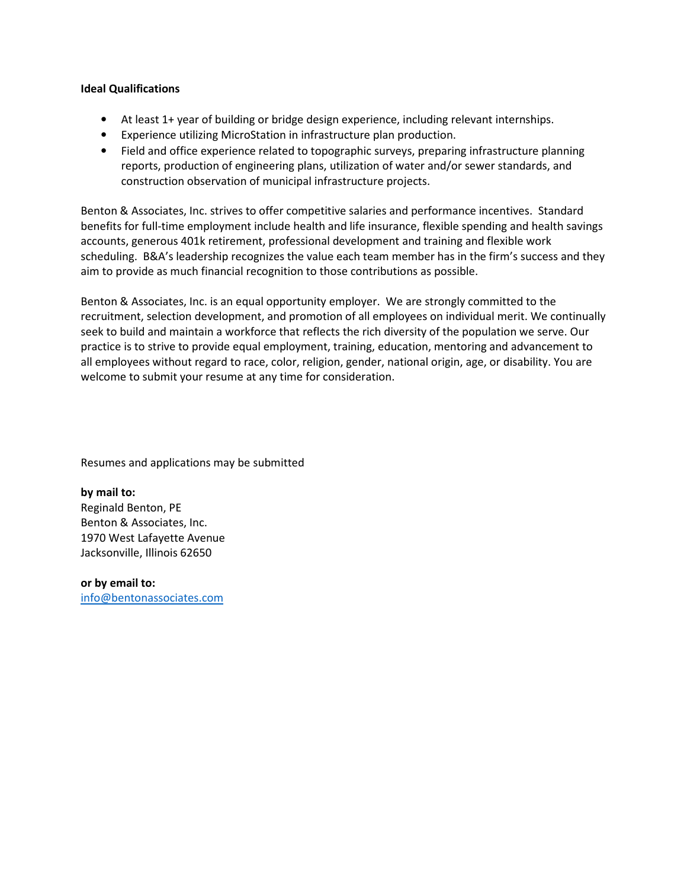**Ideal Qualifications**

- At least 1+ year of building or bridge design experience, including relevant internships.
- Experience utilizing MicroStation in infrastructure plan production.
- Field and office experience related to topographic surveys, preparing infrastructure planning reports, production of engineering plans, utilization of water and/or sewer standards, and construction observation of municipal infrastructure projects.

Benton & Associates, Inc. strives to offer competitive salaries and performance incentives. Standard benefits for full-time employment include health and life insurance, flexible spending and health savings accounts, generous 401k retirement, professional development and training and flexible work scheduling. B&A's leadership recognizes the value each team member has in the firm's success and they aim to provide as much financial recognition to those contributions as possible.

Benton & Associates, Inc. is an equal opportunity employer. We are strongly committed to the recruitment, selection development, and promotion of all employees on individual merit. We continually seek to build and maintain a workforce that reflects the rich diversity of the population we serve. Our practice is to strive to provide equal employment, training, education, mentoring and advancement to all employees without regard to race, color, religion, gender, national origin, age, or disability. You are welcome to submit your resume at any time for consideration.

Resumes and applications may be submitted

**by mail to:**
Reginald Benton, PE
Benton & Associates, Inc.
1970 West Lafayette Avenue
Jacksonville, Illinois 62650

**or by email to:**
info@bentonassociates.com